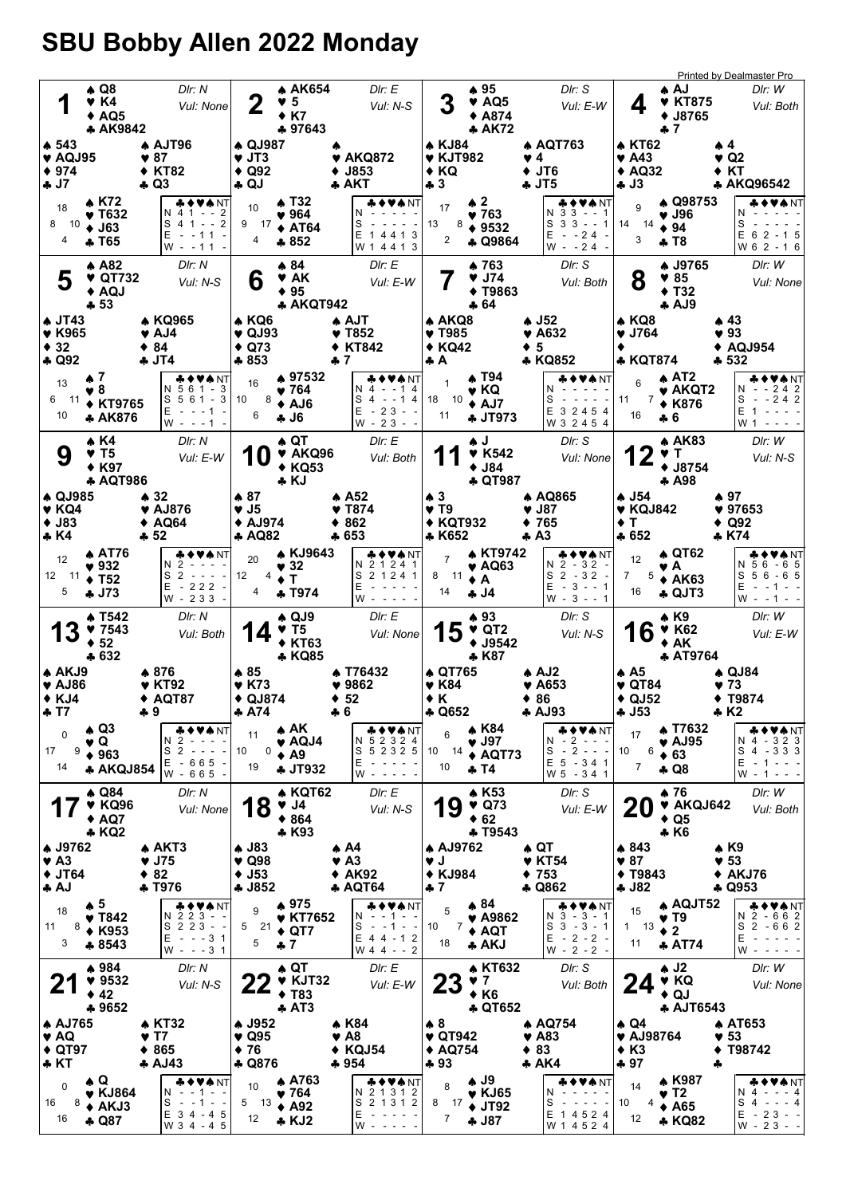# SBU Bobby Allen 2022 Monday

## Board 1
Dlr: N — Vul: None

- North: ♠ Q8 ♥ K4 ♦ AQ5 ♣ AK9842
- West: ♠ 543 ♥ AQJ95 ♦ 974 ♣ J7
- East: ♠ AJT96 ♥ 87 ♦ KT82 ♣ Q3
- South: ♠ K72 ♥ T632 ♦ J63 ♣ T65

HCP: N 18, E 10, S 4, W 8

| | ♣ | ♦ | ♥ | ♠ | NT |
|---|---|---|---|---|---|
| N | 4 | 1 | - | - | 2 |
| S | 4 | 1 | - | - | 2 |
| E | - | - | 1 | 1 | - |
| W | - | - | 1 | 1 | - |

## Board 2
Dlr: E — Vul: N-S

- North: ♠ AK654 ♥ 5 ♦ K7 ♣ 97643
- West: ♠ QJ987 ♥ JT3 ♦ Q92 ♣ QJ
- East: ♠ — ♥ AKQ872 ♦ J853 ♣ AKT
- South: ♠ T32 ♥ 964 ♦ AT64 ♣ 852

HCP: N 17, E 9, S 4, W 9

| | ♣ | ♦ | ♥ | ♠ | NT |
|---|---|---|---|---|---|
| N | - | - | - | - | - |
| S | - | - | - | - | - |
| E | 1 | 4 | 4 | 1 | 3 |
| W | 1 | 4 | 4 | 1 | 3 |

## Board 3
Dlr: S — Vul: E-W

- North: ♠ 95 ♥ AQ5 ♦ A874 ♣ AK72
- West: ♠ KJ84 ♥ KJT982 ♦ KQ ♣ 3
- East: ♠ AQT763 ♥ 4 ♦ JT6 ♣ JT5
- South: ♠ 2 ♥ 763 ♦ 9532 ♣ Q9864

HCP: N 17, E 8, S 2, W 13

| | ♣ | ♦ | ♥ | ♠ | NT |
|---|---|---|---|---|---|
| N | 3 | 3 | - | - | 1 |
| S | 3 | 3 | - | - | 1 |
| E | - | - | 2 | 4 | - |
| W | - | - | 2 | 4 | - |

## Board 4
Dlr: W — Vul: Both

- North: ♠ AJ ♥ KT875 ♦ J8765 ♣ 7
- West: ♠ KT62 ♥ A43 ♦ AQ32 ♣ J3
- East: ♠ 4 ♥ Q2 ♦ KT ♣ AKQ96542
- South: ♠ Q98753 ♥ J96 ♦ 94 ♣ T8

HCP: N 9, E 14, S 3, W 14

| | ♣ | ♦ | ♥ | ♠ | NT |
|---|---|---|---|---|---|
| N | - | - | - | - | - |
| S | - | - | - | - | - |
| E | 6 | 2 | - | 1 | 5 |
| W | 6 | 2 | - | 1 | 6 |

## Board 5
Dlr: N — Vul: N-S

- North: ♠ A82 ♥ QT732 ♦ AQJ ♣ 53
- West: ♠ JT43 ♥ K965 ♦ 32 ♣ Q92
- East: ♠ KQ965 ♥ AJ4 ♦ 84 ♣ JT4
- South: ♠ 7 ♥ 8 ♦ KT9765 ♣ AK876

HCP: N 13, E 11, S 10, W 6

| | ♣ | ♦ | ♥ | ♠ | NT |
|---|---|---|---|---|---|
| N | 5 | 6 | 1 | - | 3 |
| S | 5 | 6 | 1 | - | 3 |
| E | - | - | - | 1 | - |
| W | - | - | - | 1 | - |

## Board 6
Dlr: E — Vul: E-W

- North: ♠ 84 ♥ AK ♦ 95 ♣ AKQT942
- West: ♠ KQ6 ♥ QJ93 ♦ Q73 ♣ 853
- East: ♠ AJT ♥ T852 ♦ KT842 ♣ 7
- South: ♠ 97532 ♥ 764 ♦ AJ6 ♣ J6

HCP: N 16, E 8, S 6, W 10

| | ♣ | ♦ | ♥ | ♠ | NT |
|---|---|---|---|---|---|
| N | 4 | - | - | 1 | 4 |
| S | 4 | - | - | 1 | 4 |
| E | - | 2 | 3 | - | - |
| W | - | 2 | 3 | - | - |

## Board 7
Dlr: S — Vul: Both

- North: ♠ 763 ♥ J74 ♦ T9863 ♣ 64
- West: ♠ AKQ8 ♥ T985 ♦ KQ42 ♣ A
- East: ♠ J52 ♥ A632 ♦ 5 ♣ KQ852
- South: ♠ T94 ♥ KQ ♦ AJ7 ♣ JT973

HCP: N 1, E 10, S 11, W 18

| | ♣ | ♦ | ♥ | ♠ | NT |
|---|---|---|---|---|---|
| N | - | - | - | - | - |
| S | - | - | - | - | - |
| E | 3 | 2 | 4 | 5 | 4 |
| W | 3 | 2 | 4 | 5 | 4 |

## Board 8
Dlr: W — Vul: None

- North: ♠ J9765 ♥ 85 ♦ T32 ♣ AJ9
- West: ♠ KQ8 ♥ J764 ♦ — ♣ KQT874
- East: ♠ 43 ♥ 93 ♦ AQJ954 ♣ 532
- South: ♠ AT2 ♥ AKQT2 ♦ K876 ♣ 6

HCP: N 6, E 7, S 16, W 11

| | ♣ | ♦ | ♥ | ♠ | NT |
|---|---|---|---|---|---|
| N | - | - | 2 | 4 | 2 |
| S | - | - | 2 | 4 | 2 |
| E | 1 | - | - | - | - |
| W | 1 | - | - | - | - |

## Board 9
Dlr: N — Vul: E-W

- North: ♠ K4 ♥ T5 ♦ K97 ♣ AQT986
- West: ♠ QJ985 ♥ KQ4 ♦ J83 ♣ K4
- East: ♠ 32 ♥ AJ876 ♦ AQ64 ♣ 52
- South: ♠ AT76 ♥ 932 ♦ T52 ♣ J73

HCP: N 12, E 11, S 5, W 12

| | ♣ | ♦ | ♥ | ♠ | NT |
|---|---|---|---|---|---|
| N | 2 | - | - | - | - |
| S | 2 | - | - | - | - |
| E | - | 2 | 2 | 2 | - |
| W | - | 2 | 3 | 3 | - |

## Board 10
Dlr: E — Vul: Both

- North: ♠ QT ♥ AKQ96 ♦ KQ53 ♣ KJ
- West: ♠ 87 ♥ J5 ♦ AJ974 ♣ AQ82
- East: ♠ A52 ♥ T874 ♦ 862 ♣ 653
- South: ♠ KJ9643 ♥ 32 ♦ T ♣ T974

HCP: N 20, E 4, S 4, W 12

| | ♣ | ♦ | ♥ | ♠ | NT |
|---|---|---|---|---|---|
| N | 2 | 1 | 2 | 4 | 1 |
| S | 2 | 1 | 2 | 4 | 1 |
| E | - | - | - | - | - |
| W | - | - | - | - | - |

## Board 11
Dlr: S — Vul: None

- North: ♠ J ♥ K542 ♦ J84 ♣ QT987
- West: ♠ 3 ♥ T9 ♦ KQT932 ♣ K652
- East: ♠ AQ865 ♥ J87 ♦ 765 ♣ A3
- South: ♠ KT9742 ♥ AQ63 ♦ A ♣ J4

HCP: N 7, E 11, S 14, W 8

| | ♣ | ♦ | ♥ | ♠ | NT |
|---|---|---|---|---|---|
| N | 2 | - | 3 | 2 | - |
| S | 2 | - | 3 | 2 | - |
| E | - | 3 | - | - | 1 |
| W | - | 3 | - | - | 1 |

## Board 12
Dlr: W — Vul: N-S

- North: ♠ AK83 ♥ T ♦ J8754 ♣ A98
- West: ♠ J54 ♥ KQJ842 ♦ T ♣ 652
- East: ♠ 97 ♥ 97653 ♦ Q92 ♣ K74
- South: ♠ QT62 ♥ A ♦ AK63 ♣ QJT3

HCP: N 12, E 5, S 16, W 7

| | ♣ | ♦ | ♥ | ♠ | NT |
|---|---|---|---|---|---|
| N | 5 | 6 | - | 6 | 5 |
| S | 5 | 6 | - | 6 | 5 |
| E | - | - | 1 | - | - |
| W | - | - | 1 | - | - |

## Board 13
Dlr: N — Vul: Both

- North: ♠ T542 ♥ 7543 ♦ 52 ♣ 632
- West: ♠ AKJ9 ♥ AJ86 ♦ KJ4 ♣ T7
- East: ♠ 876 ♥ KT92 ♦ AQT87 ♣ 9
- South: ♠ Q3 ♥ Q ♦ 963 ♣ AKQJ854

HCP: N 0, E 9, S 14, W 17

| | ♣ | ♦ | ♥ | ♠ | NT |
|---|---|---|---|---|---|
| N | 2 | - | - | - | - |
| S | 2 | - | - | - | - |
| E | - | 6 | 6 | 5 | - |
| W | - | 6 | 6 | 5 | - |

## Board 14
Dlr: E — Vul: None

- North: ♠ QJ9 ♥ T5 ♦ KT63 ♣ KQ85
- West: ♠ 85 ♥ K73 ♦ QJ874 ♣ A74
- East: ♠ T76432 ♥ 9862 ♦ 52 ♣ 6
- South: ♠ AK ♥ AQJ4 ♦ A9 ♣ JT932

HCP: N 11, E 0, S 19, W 10

| | ♣ | ♦ | ♥ | ♠ | NT |
|---|---|---|---|---|---|
| N | 5 | 2 | 3 | 2 | 4 |
| S | 5 | 2 | 3 | 2 | 5 |
| E | - | - | - | - | - |
| W | - | - | - | - | - |

## Board 15
Dlr: S — Vul: N-S

- North: ♠ 93 ♥ QT2 ♦ J9542 ♣ K87
- West: ♠ QT765 ♥ K84 ♦ K ♣ Q652
- East: ♠ AJ2 ♥ A653 ♦ 86 ♣ AJ93
- South: ♠ K84 ♥ J97 ♦ AQT73 ♣ T4

HCP: N 6, E 14, S 10, W 10

| | ♣ | ♦ | ♥ | ♠ | NT |
|---|---|---|---|---|---|
| N | - | 2 | - | - | - |
| S | - | 2 | - | - | - |
| E | 5 | - | 3 | 4 | 1 |
| W | 5 | - | 3 | 4 | 1 |

## Board 16
Dlr: W — Vul: E-W

- North: ♠ K9 ♥ K62 ♦ AK ♣ AT9764
- West: ♠ A5 ♥ QT84 ♦ QJ52 ♣ J53
- East: ♠ QJ84 ♥ 73 ♦ T9874 ♣ K2
- South: ♠ T7632 ♥ AJ95 ♦ 63 ♣ Q8

HCP: N 17, E 6, S 7, W 10

| | ♣ | ♦ | ♥ | ♠ | NT |
|---|---|---|---|---|---|
| N | 4 | - | 3 | 2 | 3 |
| S | 4 | - | 3 | 3 | 3 |
| E | - | 1 | - | - | - |
| W | - | 1 | - | - | - |

## Board 17
Dlr: N — Vul: None

- North: ♠ Q84 ♥ KQ96 ♦ AQ7 ♣ KQ2
- West: ♠ J9762 ♥ A3 ♦ JT64 ♣ AJ
- East: ♠ AKT3 ♥ J75 ♦ 82 ♣ T976
- South: ♠ 5 ♥ T842 ♦ K953 ♣ 8543

HCP: N 18, E 8, S 3, W 11

| | ♣ | ♦ | ♥ | ♠ | NT |
|---|---|---|---|---|---|
| N | 2 | 2 | 3 | - | - |
| S | 2 | 2 | 3 | - | - |
| E | - | - | - | 3 | 1 |
| W | - | - | - | 3 | 1 |

## Board 18
Dlr: E — Vul: N-S

- North: ♠ KQT62 ♥ J4 ♦ 864 ♣ K93
- West: ♠ J83 ♥ Q98 ♦ J53 ♣ J852
- East: ♠ A4 ♥ A3 ♦ AK92 ♣ AQT64
- South: ♠ 975 ♥ KT7652 ♦ QT7 ♣ 7

HCP: N 9, E 21, S 5, W 5

| | ♣ | ♦ | ♥ | ♠ | NT |
|---|---|---|---|---|---|
| N | - | - | 1 | - | - |
| S | - | - | 1 | - | - |
| E | 4 | 4 | - | 1 | 2 |
| W | 4 | 4 | - | - | 2 |

## Board 19
Dlr: S — Vul: E-W

- North: ♠ K53 ♥ Q73 ♦ 62 ♣ T9543
- West: ♠ AJ9762 ♥ J ♦ KJ984 ♣ 7
- East: ♠ QT ♥ KT54 ♦ 753 ♣ Q862
- South: ♠ 84 ♥ A9862 ♦ AQT ♣ AKJ

HCP: N 5, E 7, S 18, W 10

| | ♣ | ♦ | ♥ | ♠ | NT |
|---|---|---|---|---|---|
| N | 3 | - | 3 | - | 1 |
| S | 3 | - | 3 | - | 1 |
| E | - | 2 | - | 2 | - |
| W | - | 2 | - | 2 | - |

## Board 20
Dlr: W — Vul: Both

- North: ♠ 76 ♥ AKQJ642 ♦ Q5 ♣ K6
- West: ♠ 843 ♥ 87 ♦ T9843 ♣ J82
- East: ♠ K9 ♥ 53 ♦ AKJ76 ♣ Q953
- South: ♠ AQJT52 ♥ T9 ♦ 2 ♣ AT74

HCP: N 15, E 13, S 11, W 1

| | ♣ | ♦ | ♥ | ♠ | NT |
|---|---|---|---|---|---|
| N | 2 | - | 6 | 6 | 2 |
| S | 2 | - | 6 | 6 | 2 |
| E | - | - | - | - | - |
| W | - | - | - | - | - |

## Board 21
Dlr: N — Vul: N-S

- North: ♠ 984 ♥ 9532 ♦ 42 ♣ 9652
- West: ♠ AJ765 ♥ AQ ♦ QT97 ♣ KT
- East: ♠ KT32 ♥ T7 ♦ 865 ♣ AJ43
- South: ♠ Q ♥ KJ864 ♦ AKJ3 ♣ Q87

HCP: N 0, E 8, S 16, W 16

| | ♣ | ♦ | ♥ | ♠ | NT |
|---|---|---|---|---|---|
| N | - | - | 1 | - | - |
| S | - | - | 1 | - | - |
| E | 3 | 4 | - | 4 | 5 |
| W | 3 | 4 | - | 4 | 5 |

## Board 22
Dlr: E — Vul: E-W

- North: ♠ QT ♥ KJT32 ♦ T83 ♣ AT3
- West: ♠ J952 ♥ Q95 ♦ 76 ♣ Q876
- East: ♠ K84 ♥ A8 ♦ KQJ54 ♣ 954
- South: ♠ A763 ♥ 764 ♦ A92 ♣ KJ2

HCP: N 10, E 13, S 12, W 5

| | ♣ | ♦ | ♥ | ♠ | NT |
|---|---|---|---|---|---|
| N | 2 | 1 | 3 | 1 | 2 |
| S | 2 | 1 | 3 | 1 | 2 |
| E | - | - | - | - | - |
| W | - | - | - | - | - |

## Board 23
Dlr: S — Vul: Both

- North: ♠ KT632 ♥ 7 ♦ K6 ♣ QT652
- West: ♠ 8 ♥ QT942 ♦ AQ754 ♣ 93
- East: ♠ AQ754 ♥ A83 ♦ 83 ♣ AK4
- South: ♠ J9 ♥ KJ65 ♦ JT92 ♣ J87

HCP: N 8, E 17, S 7, W 8

| | ♣ | ♦ | ♥ | ♠ | NT |
|---|---|---|---|---|---|
| N | - | - | - | - | - |
| S | - | - | - | - | - |
| E | 1 | 4 | 5 | 2 | 4 |
| W | 1 | 4 | 5 | 2 | 4 |

## Board 24
Dlr: W — Vul: None

- North: ♠ J2 ♥ KQ ♦ QJ ♣ AJT6543
- West: ♠ Q4 ♥ AJ98764 ♦ K3 ♣ 97
- East: ♠ AT653 ♥ 53 ♦ T98742 ♣ —
- South: ♠ K987 ♥ T2 ♦ A65 ♣ KQ82

HCP: N 14, E 4, S 12, W 10

| | ♣ | ♦ | ♥ | ♠ | NT |
|---|---|---|---|---|---|
| N | 4 | - | - | - | 4 |
| S | 4 | - | - | - | 4 |
| E | - | 2 | 3 | - | - |
| W | - | 2 | 3 | - | - |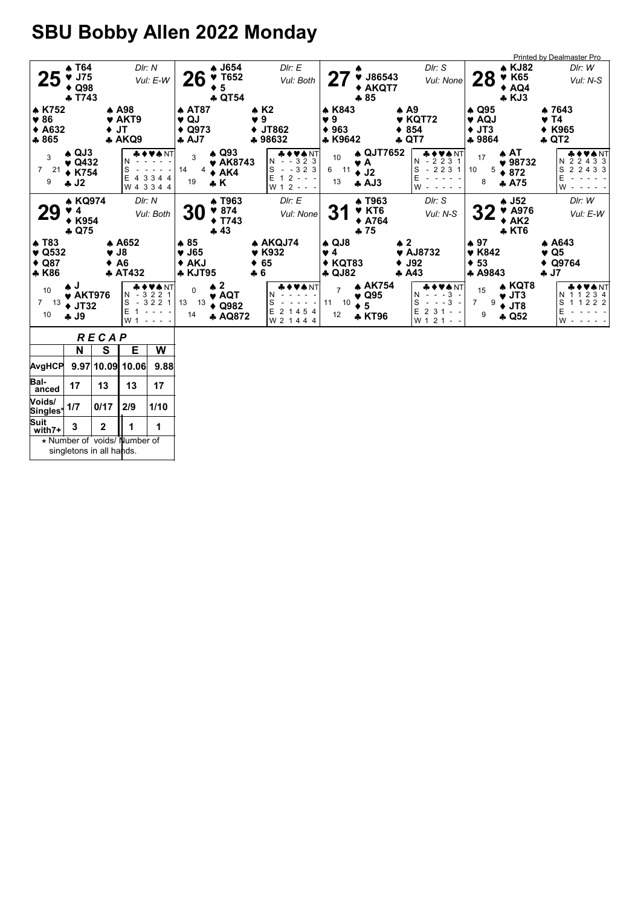# SBU Bobby Allen 2022 Monday

Printed by Dealmaster Pro

## Board 25

Dlr: N
Vul: E-W

North: ♠ T64 ♥ J75 ♦ Q98 ♣ T743

West: ♠ K752 ♥ 86 ♦ A632 ♣ 865

East: ♠ A98 ♥ AKT9 ♦ JT ♣ AKQ9

South: ♠ QJ3 ♥ Q432 ♦ K754 ♣ J2

HCP: N 3, E 21, S 9, W 7

| | ♣ | ♦ | ♥ | ♠ | NT |
|---|---|---|---|---|---|
| N | - | - | - | - | - |
| S | - | - | - | - | - |
| E | 4 | 3 | 3 | 4 | 4 |
| W | 4 | 3 | 3 | 4 | 4 |

## Board 26

Dlr: E
Vul: Both

North: ♠ J654 ♥ T652 ♦ 5 ♣ QT54

West: ♠ AT87 ♥ QJ ♦ Q973 ♣ AJ7

East: ♠ K2 ♥ 9 ♦ JT862 ♣ 98632

South: ♠ Q93 ♥ AK8743 ♦ AK4 ♣ K

HCP: N 3, E 4, S 19, W 14

| | ♣ | ♦ | ♥ | ♠ | NT |
|---|---|---|---|---|---|
| N | - | - | 3 | 2 | 3 |
| S | - | - | 3 | 2 | 3 |
| E | 1 | 2 | - | - | - |
| W | 1 | 2 | - | - | - |

## Board 27

Dlr: S
Vul: None

North: ♠ ♥ J86543 ♦ AKQT7 ♣ 85

West: ♠ K843 ♥ 9 ♦ 963 ♣ K9642

East: ♠ A9 ♥ KQT72 ♦ 854 ♣ QT7

South: ♠ QJT7652 ♥ A ♦ J2 ♣ AJ3

HCP: N 10, E 11, S 13, W 6

| | ♣ | ♦ | ♥ | ♠ | NT |
|---|---|---|---|---|---|
| N | - | 2 | 2 | 3 | 1 |
| S | - | 2 | 2 | 3 | 1 |
| E | - | - | - | - | - |
| W | - | - | - | - | - |

## Board 28

Dlr: W
Vul: N-S

North: ♠ KJ82 ♥ K65 ♦ AQ4 ♣ KJ3

West: ♠ Q95 ♥ AQJ ♦ JT3 ♣ 9864

East: ♠ 7643 ♥ T4 ♦ K965 ♣ QT2

South: ♠ AT ♥ 98732 ♦ 872 ♣ A75

HCP: N 17, E 5, S 8, W 10

| | ♣ | ♦ | ♥ | ♠ | NT |
|---|---|---|---|---|---|
| N | 2 | 2 | 4 | 3 | 3 |
| S | 2 | 2 | 4 | 3 | 3 |
| E | - | - | - | - | - |
| W | - | - | - | - | - |

## Board 29

Dlr: N
Vul: Both

North: ♠ KQ974 ♥ 4 ♦ K954 ♣ Q75

West: ♠ T83 ♥ Q532 ♦ Q87 ♣ K86

East: ♠ A652 ♥ J8 ♦ A6 ♣ AT432

South: ♠ J ♥ AKT976 ♦ JT32 ♣ J9

HCP: N 10, E 13, S 10, W 7

| | ♣ | ♦ | ♥ | ♠ | NT |
|---|---|---|---|---|---|
| N | - | 3 | 2 | 2 | 1 |
| S | - | 3 | 2 | 2 | 1 |
| E | 1 | - | - | - | - |
| W | 1 | - | - | - | - |

## Board 30

Dlr: E
Vul: None

North: ♠ T963 ♥ 874 ♦ T743 ♣ 43

West: ♠ 85 ♥ J65 ♦ AKJ ♣ KJT95

East: ♠ AKQJ74 ♥ K932 ♦ 65 ♣ 6

South: ♠ 2 ♥ AQT ♦ Q982 ♣ AQ872

HCP: N 0, E 13, S 14, W 13

| | ♣ | ♦ | ♥ | ♠ | NT |
|---|---|---|---|---|---|
| N | - | - | - | - | - |
| S | - | - | - | - | - |
| E | 2 | 1 | 4 | 5 | 4 |
| W | 2 | 1 | 4 | 4 | 4 |

## Board 31

Dlr: S
Vul: N-S

North: ♠ T963 ♥ KT6 ♦ A764 ♣ 75

West: ♠ QJ8 ♥ 4 ♦ KQT83 ♣ QJ82

East: ♠ 2 ♥ AJ8732 ♦ J92 ♣ A43

South: ♠ AK754 ♥ Q95 ♦ 5 ♣ KT96

HCP: N 7, E 10, S 12, W 11

| | ♣ | ♦ | ♥ | ♠ | NT |
|---|---|---|---|---|---|
| N | - | - | - | 3 | - |
| S | - | - | - | 3 | - |
| E | 2 | 3 | 1 | - | - |
| W | 1 | 2 | 1 | - | - |

## Board 32

Dlr: W
Vul: E-W

North: ♠ J52 ♥ A976 ♦ AK2 ♣ KT6

West: ♠ 97 ♥ K842 ♦ 53 ♣ A9843

East: ♠ A643 ♥ Q5 ♦ Q9764 ♣ J7

South: ♠ KQT8 ♥ JT3 ♦ JT8 ♣ Q52

HCP: N 15, E 9, S 9, W 7

| | ♣ | ♦ | ♥ | ♠ | NT |
|---|---|---|---|---|---|
| N | 1 | 1 | 2 | 3 | 4 |
| S | 1 | 1 | 2 | 2 | 2 |
| E | - | - | - | - | - |
| W | - | - | - | - | - |

## RECAP

| | N | S | E | W |
|---|---|---|---|---|
| AvgHCP | 9.97 | 10.09 | 10.06 | 9.88 |
| Bal-anced | 17 | 13 | 13 | 17 |
| Voids/ Singles* | 1/7 | 0/17 | 2/9 | 1/10 |
| Suit with7+ | 3 | 2 | 1 | 1 |

* Number of voids/ Number of singletons in all hands.